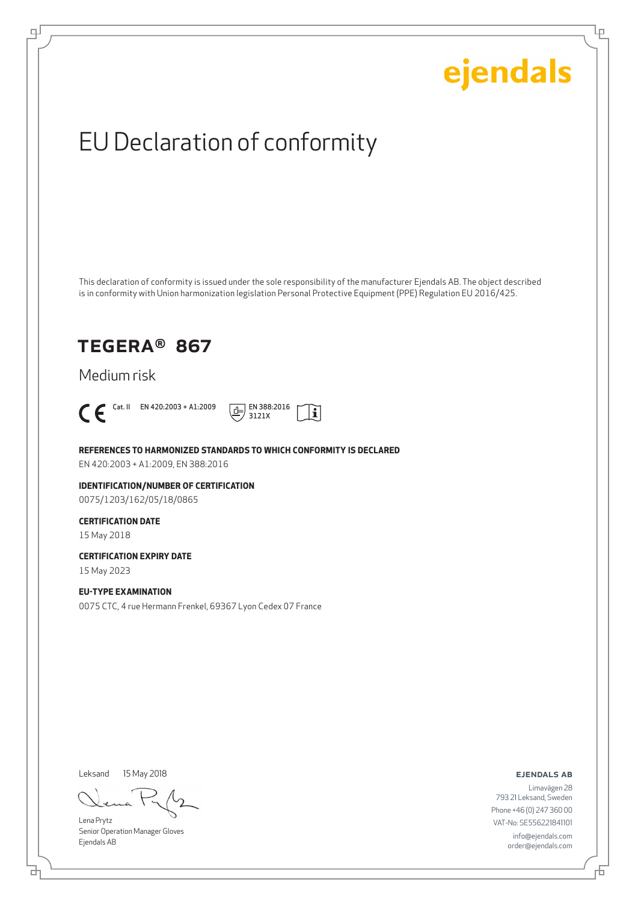ejendals

# EU Declaration of conformity

This declaration of conformity is issued under the sole responsibility of the manufacturer Ejendals AB. The object described is in conformity with Union harmonization legislation Personal Protective Equipment (PPE) Regulation EU 2016/425.

## TEGERA® 867

Medium risk

CE Cat. II EN 420:2003 + A1:2009 EN 388:2016 3121X

**REFERENCES TO HARMONIZED STANDARDS TO WHICH CONFORMITY IS DECLARED**

EN 420:2003 + A1:2009, EN 388:2016

**IDENTIFICATION/NUMBER OF CERTIFICATION**

0075/1203/162/05/18/0865

**CERTIFICATION DATE**

15 May 2018

**CERTIFICATION EXPIRY DATE**

15 May 2023

**EU-TYPE EXAMINATION**

0075 CTC, 4 rue Hermann Frenkel, 69367 Lyon Cedex 07 France

Leksand 15 May 2018

Lena Prytz
Senior Operation Manager Gloves
Ejendals AB

**EJENDALS AB**

Limavägen 28
793 21 Leksand, Sweden
Phone +46 (0) 247 360 00
VAT-No: SE556221841101
info@ejendals.com
order@ejendals.com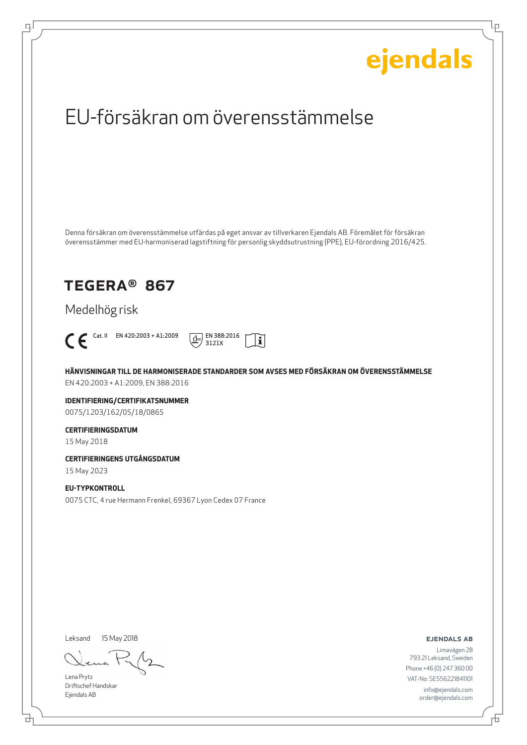ejendals

# EU-försäkran om överensstämmelse

Denna försäkran om överensstämmelse utfärdas på eget ansvar av tillverkaren Ejendals AB. Föremålet för försäkran överensstämmer med EU-harmoniserad lagstiftning för personlig skyddsutrustning (PPE), EU-förordning 2016/425.

## TEGERA® 867

Medelhög risk

CE Cat. II EN 420:2003 + A1:2009 EN 388:2016 3121X

**HÄNVISNINGAR TILL DE HARMONISERADE STANDARDER SOM AVSES MED FÖRSÄKRAN OM ÖVERENSSTÄMMELSE**
EN 420:2003 + A1:2009, EN 388:2016

**IDENTIFIERING/CERTIFIKATSNUMMER**
0075/1203/162/05/18/0865

**CERTIFIERINGSDATUM**
15 May 2018

**CERTIFIERINGENS UTGÅNGSDATUM**
15 May 2023

**EU-TYPKONTROLL**
0075 CTC, 4 rue Hermann Frenkel, 69367 Lyon Cedex 07 France

Leksand 15 May 2018

Lena Prytz
Driftschef Handskar
Ejendals AB

**EJENDALS AB**
Limavägen 28
793 21 Leksand, Sweden
Phone +46 (0) 247 360 00
VAT-No: SE556221841101
info@ejendals.com
order@ejendals.com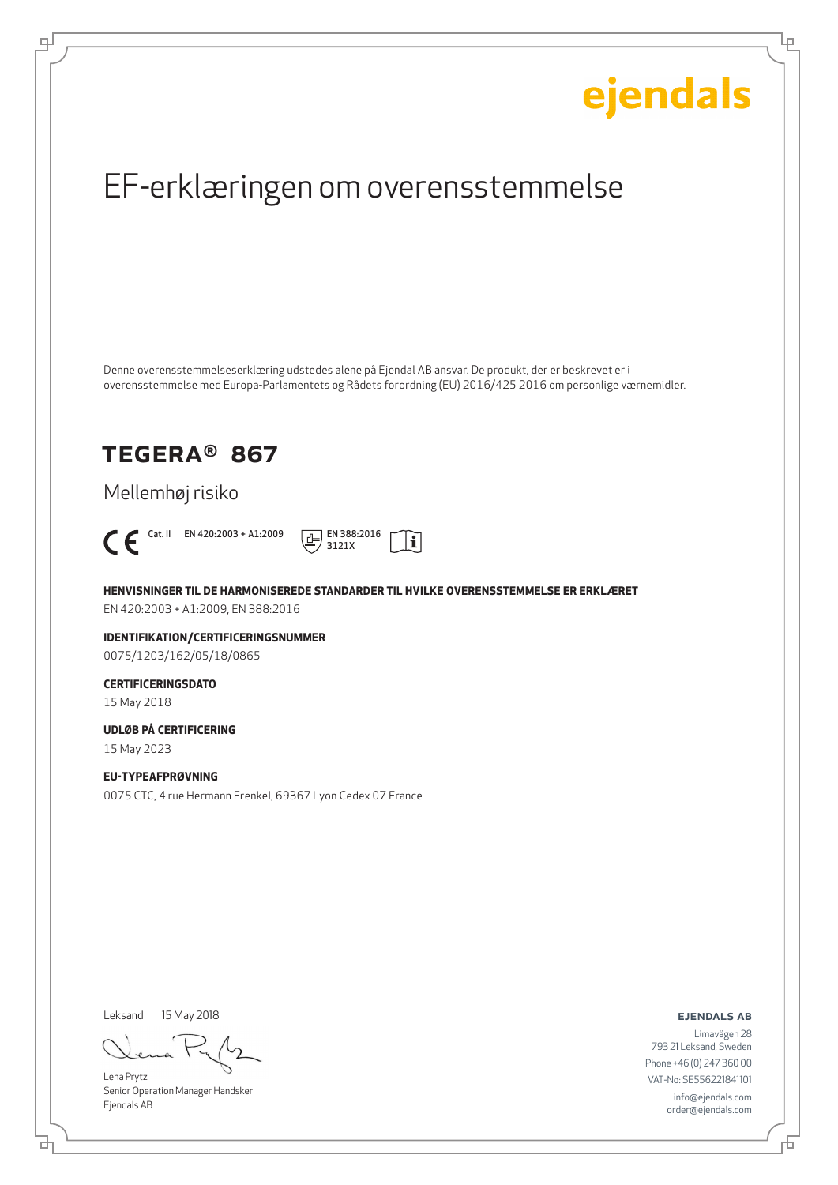# EF-erklæringen om overensstemmelse

Denne overensstemmelseserklæring udstedes alene på Ejendal AB ansvar. De produkt, der er beskrevet er i overensstemmelse med Europa-Parlamentets og Rådets forordning (EU) 2016/425 2016 om personlige værnemidler.

## TEGERA® 867

Mellemhøj risiko

CE Cat. II EN 420:2003 + A1:2009 EN 388:2016 3121X

**HENVISNINGER TIL DE HARMONISEREDE STANDARDER TIL HVILKE OVERENSSTEMMELSE ER ERKLÆRET**
EN 420:2003 + A1:2009, EN 388:2016

**IDENTIFIKATION/CERTIFICERINGSNUMMER**
0075/1203/162/05/18/0865

**CERTIFICERINGSDATO**
15 May 2018

**UDLØB PÅ CERTIFICERING**
15 May 2023

**EU-TYPEAFPRØVNING**
0075 CTC, 4 rue Hermann Frenkel, 69367 Lyon Cedex 07 France

Leksand 15 May 2018

Lena Prytz
Senior Operation Manager Handsker
Ejendals AB

**EJENDALS AB**
Limavägen 28
793 21 Leksand, Sweden
Phone +46 (0) 247 360 00
VAT-No: SE556221841101
info@ejendals.com
order@ejendals.com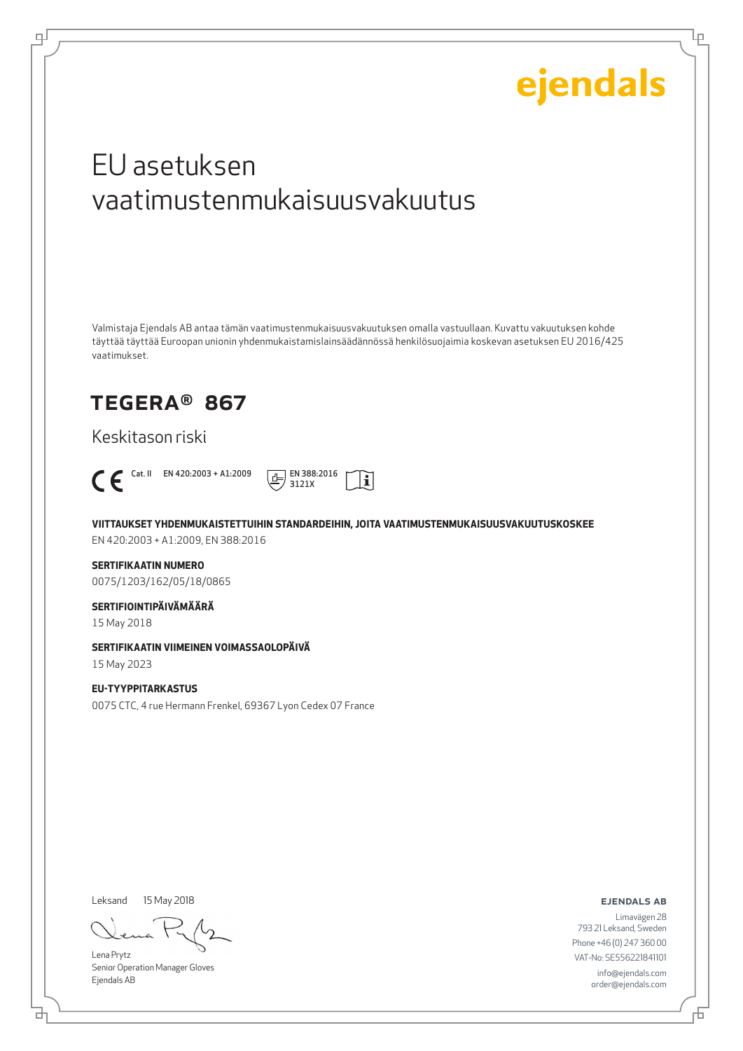ejendals

# EU asetuksen vaatimustenmukaisuusvakuutus

Valmistaja Ejendals AB antaa tämän vaatimustenmukaisuusvakuutuksen omalla vastuullaan. Kuvattu vakuutuksen kohde täyttää täyttää Euroopan unionin yhdenmukaistamislainsäädännössä henkilösuojaimia koskevan asetuksen EU 2016/425 vaatimukset.

## TEGERA® 867

Keskitason riski

CE Cat. II EN 420:2003 + A1:2009 EN 388:2016 3121X

**VIITTAUKSET YHDENMUKAISTETTUIHIN STANDARDEIHIN, JOITA VAATIMUSTENMUKAISUUSVAKUUTUSKOSKEE**

EN 420:2003 + A1:2009, EN 388:2016

**SERTIFIKAATIN NUMERO**

0075/1203/162/05/18/0865

**SERTIFIOINTIPÄIVÄMÄÄRÄ**

15 May 2018

**SERTIFIKAATIN VIIMEINEN VOIMASSAOLOPÄIVÄ**

15 May 2023

**EU-TYYPPITARKASTUS**

0075 CTC, 4 rue Hermann Frenkel, 69367 Lyon Cedex 07 France

Leksand 15 May 2018

Lena Prytz
Senior Operation Manager Gloves
Ejendals AB

**EJENDALS AB**
Limavägen 28
793 21 Leksand, Sweden
Phone +46 (0) 247 360 00
VAT-No: SE556221841101
info@ejendals.com
order@ejendals.com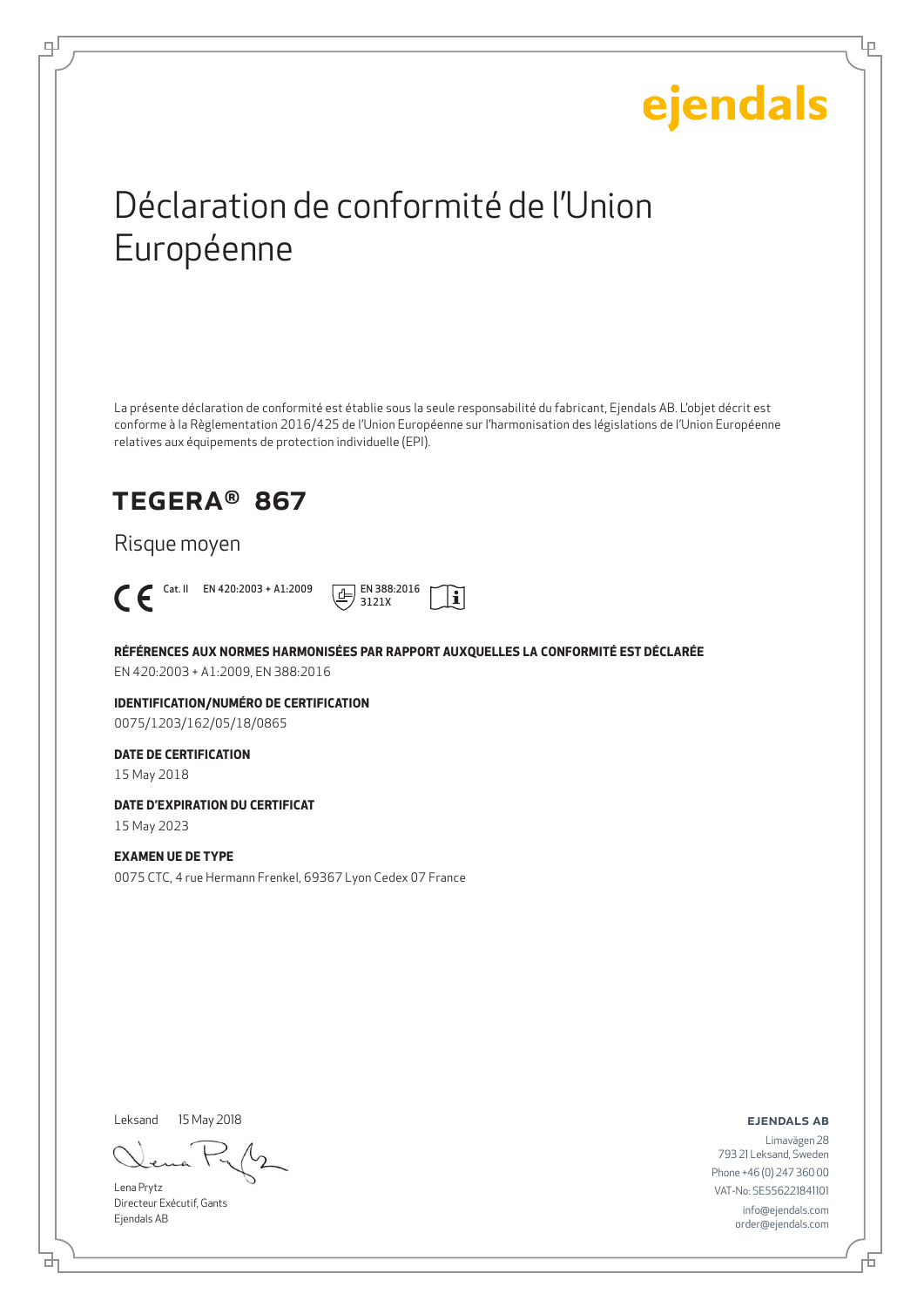ejendals

# Déclaration de conformité de l'Union Européenne

La présente déclaration de conformité est établie sous la seule responsabilité du fabricant, Ejendals AB. L'objet décrit est conforme à la Règlementation 2016/425 de l'Union Européenne sur l'harmonisation des législations de l'Union Européenne relatives aux équipements de protection individuelle (EPI).

## TEGERA® 867

Risque moyen

CE Cat. II EN 420:2003 + A1:2009 EN 388:2016 3121X

**RÉFÉRENCES AUX NORMES HARMONISÉES PAR RAPPORT AUXQUELLES LA CONFORMITÉ EST DÉCLARÉE**
EN 420:2003 + A1:2009, EN 388:2016

**IDENTIFICATION/NUMÉRO DE CERTIFICATION**
0075/1203/162/05/18/0865

**DATE DE CERTIFICATION**
15 May 2018

**DATE D'EXPIRATION DU CERTIFICAT**
15 May 2023

**EXAMEN UE DE TYPE**
0075 CTC, 4 rue Hermann Frenkel, 69367 Lyon Cedex 07 France

Leksand 15 May 2018

Lena Prytz
Directeur Exécutif, Gants
Ejendals AB

**EJENDALS AB**
Limavägen 28
793 21 Leksand, Sweden
Phone +46 (0) 247 360 00
VAT-No: SE556221841101
info@ejendals.com
order@ejendals.com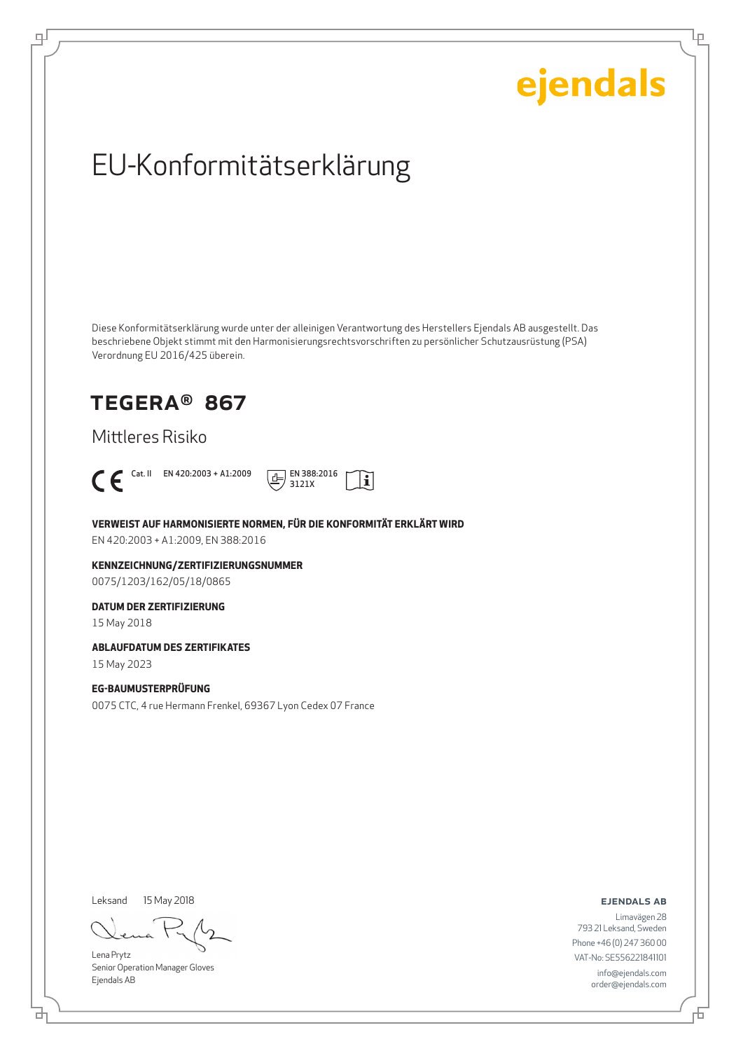ejendals

# EU-Konformitätserklärung

Diese Konformitätserklärung wurde unter der alleinigen Verantwortung des Herstellers Ejendals AB ausgestellt. Das beschriebene Objekt stimmt mit den Harmonisierungsrechtsvorschriften zu persönlicher Schutzausrüstung (PSA) Verordnung EU 2016/425 überein.

## TEGERA® 867

Mittleres Risiko

CE Cat. II EN 420:2003 + A1:2009 EN 388:2016 3121X

**VERWEIST AUF HARMONISIERTE NORMEN, FÜR DIE KONFORMITÄT ERKLÄRT WIRD**

EN 420:2003 + A1:2009, EN 388:2016

**KENNZEICHNUNG/ZERTIFIZIERUNGSNUMMER**

0075/1203/162/05/18/0865

**DATUM DER ZERTIFIZIERUNG**

15 May 2018

**ABLAUFDATUM DES ZERTIFIKATES**

15 May 2023

**EG-BAUMUSTERPRÜFUNG**

0075 CTC, 4 rue Hermann Frenkel, 69367 Lyon Cedex 07 France

Leksand 15 May 2018

Lena Prytz
Senior Operation Manager Gloves
Ejendals AB

**EJENDALS AB**

Limavägen 28
793 21 Leksand, Sweden
Phone +46 (0) 247 360 00
VAT-No: SE556221841101
info@ejendals.com
order@ejendals.com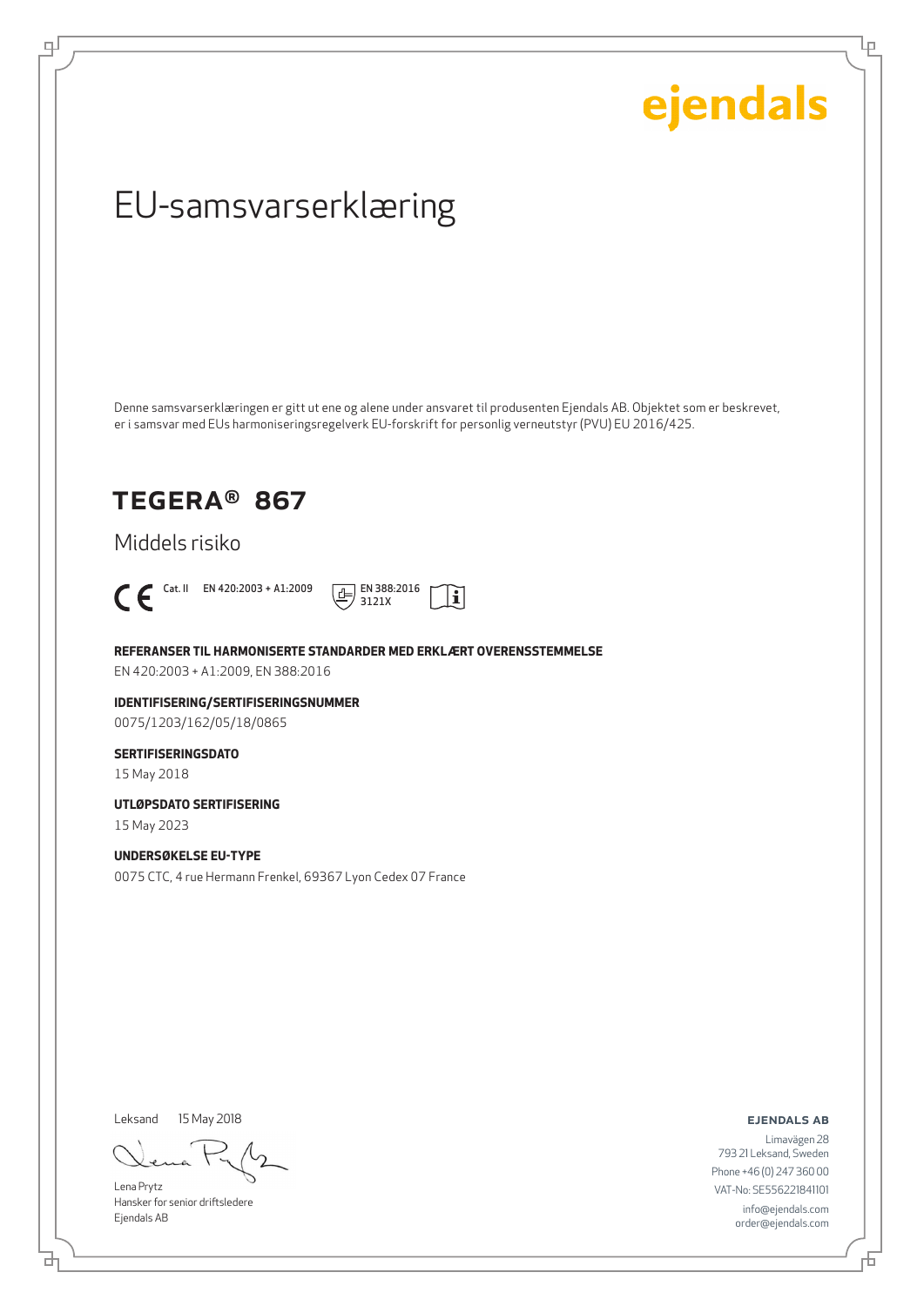ejendals

# EU-samsvarserklæring

Denne samsvarserklæringen er gitt ut ene og alene under ansvaret til produsenten Ejendals AB. Objektet som er beskrevet, er i samsvar med EUs harmoniseringsregelverk EU-forskrift for personlig verneutstyr (PVU) EU 2016/425.

## TEGERA® 867

Middels risiko

CE Cat. II EN 420:2003 + A1:2009 EN 388:2016 3121X

**REFERANSER TIL HARMONISERTE STANDARDER MED ERKLÆRT OVERENSSTEMMELSE**
EN 420:2003 + A1:2009, EN 388:2016

**IDENTIFISERING/SERTIFISERINGSNUMMER**
0075/1203/162/05/18/0865

**SERTIFISERINGSDATO**
15 May 2018

**UTLØPSDATO SERTIFISERING**
15 May 2023

**UNDERSØKELSE EU-TYPE**
0075 CTC, 4 rue Hermann Frenkel, 69367 Lyon Cedex 07 France

Leksand 15 May 2018

Lena Prytz
Hansker for senior driftsledere
Ejendals AB

**EJENDALS AB**
Limavägen 28
793 21 Leksand, Sweden
Phone +46 (0) 247 360 00
VAT-No: SE556221841101
info@ejendals.com
order@ejendals.com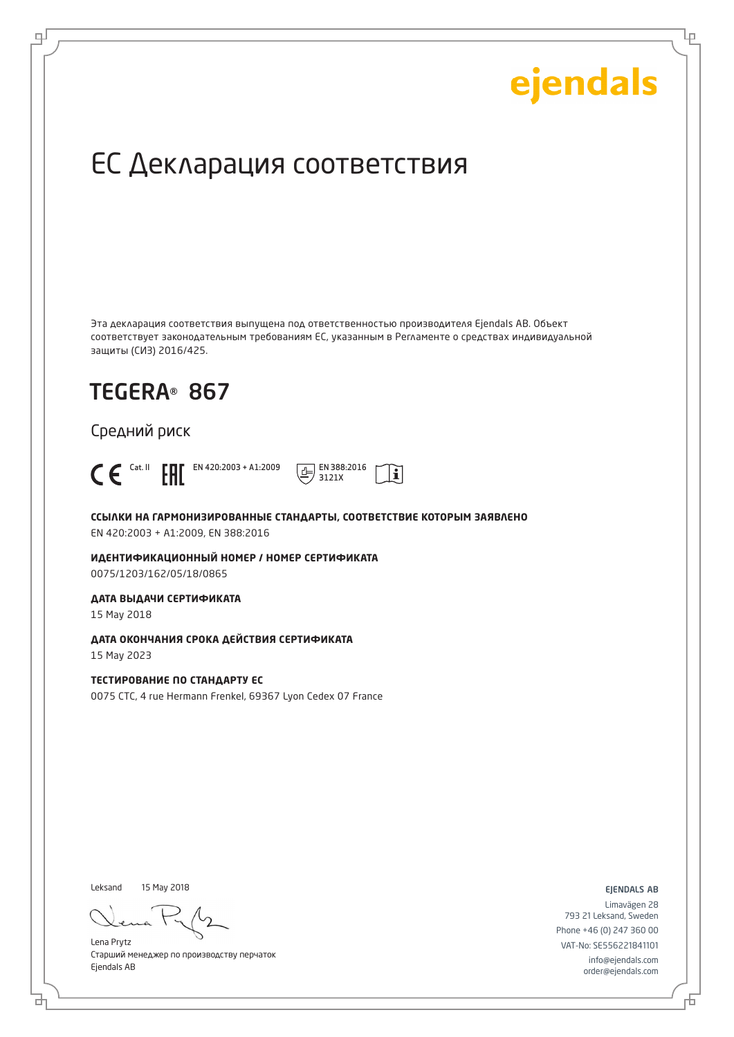ejendals

# EC Декларация соответствия

Эта декларация соответствия выпущена под ответственностью производителя Ejendals AB. Объект соответствует законодательным требованиям ЕС, указанным в Регламенте о средствах индивидуальной защиты (СИЗ) 2016/425.

## TEGERA® 867

Средний риск

CE Cat. II EAC EN 420:2003 + A1:2009 EN 388:2016 3121X

**ССЫЛКИ НА ГАРМОНИЗИРОВАННЫЕ СТАНДАРТЫ, СООТВЕТСТВИЕ КОТОРЫМ ЗАЯВЛЕНО**
EN 420:2003 + A1:2009, EN 388:2016

**ИДЕНТИФИКАЦИОННЫЙ НОМЕР / НОМЕР СЕРТИФИКАТА**
0075/1203/162/05/18/0865

**ДАТА ВЫДАЧИ СЕРТИФИКАТА**
15 May 2018

**ДАТА ОКОНЧАНИЯ СРОКА ДЕЙСТВИЯ СЕРТИФИКАТА**
15 May 2023

**ТЕСТИРОВАНИЕ ПО СТАНДАРТУ ЕС**
0075 CTC, 4 rue Hermann Frenkel, 69367 Lyon Cedex 07 France

Leksand 15 May 2018

Lena Prytz
Старший менеджер по производству перчаток
Ejendals AB

EJENDALS AB
Limavägen 28
793 21 Leksand, Sweden
Phone +46 (0) 247 360 00
VAT-No: SE556221841101
info@ejendals.com
order@ejendals.com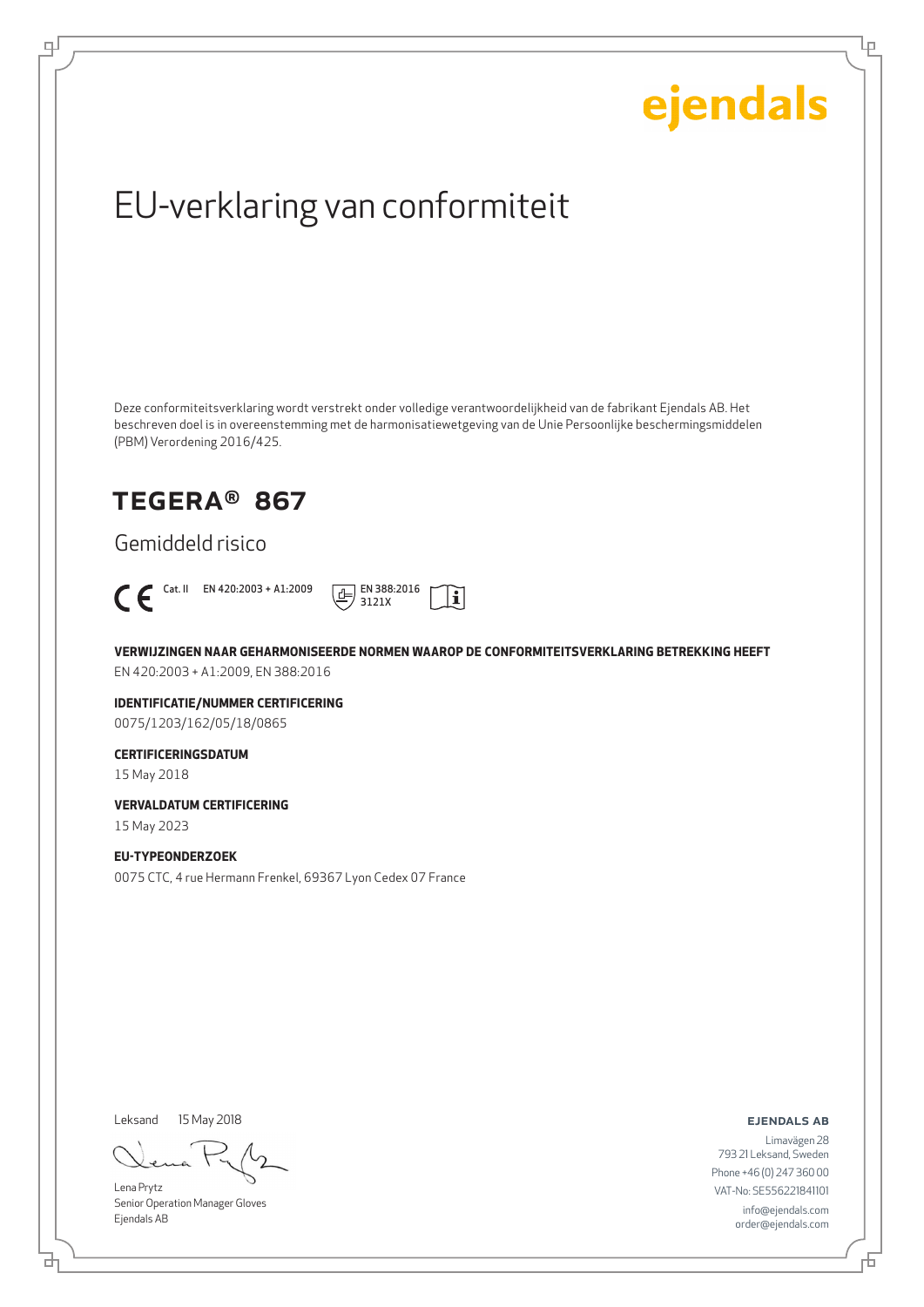ejendals

# EU-verklaring van conformiteit

Deze conformiteitsverklaring wordt verstrekt onder volledige verantwoordelijkheid van de fabrikant Ejendals AB. Het beschreven doel is in overeenstemming met de harmonisatiewetgeving van de Unie Persoonlijke beschermingsmiddelen (PBM) Verordening 2016/425.

## TEGERA® 867

Gemiddeld risico

CE Cat. II EN 420:2003 + A1:2009 EN 388:2016 3121X

**VERWIJZINGEN NAAR GEHARMONISEERDE NORMEN WAAROP DE CONFORMITEITSVERKLARING BETREKKING HEEFT**

EN 420:2003 + A1:2009, EN 388:2016

**IDENTIFICATIE/NUMMER CERTIFICERING**

0075/1203/162/05/18/0865

**CERTIFICERINGSDATUM**

15 May 2018

**VERVALDATUM CERTIFICERING**

15 May 2023

**EU-TYPEONDERZOEK**

0075 CTC, 4 rue Hermann Frenkel, 69367 Lyon Cedex 07 France

Leksand 15 May 2018

Lena Prytz
Senior Operation Manager Gloves
Ejendals AB

**EJENDALS AB**

Limavägen 28
793 21 Leksand, Sweden
Phone +46 (0) 247 360 00
VAT-No: SE556221841101
info@ejendals.com
order@ejendals.com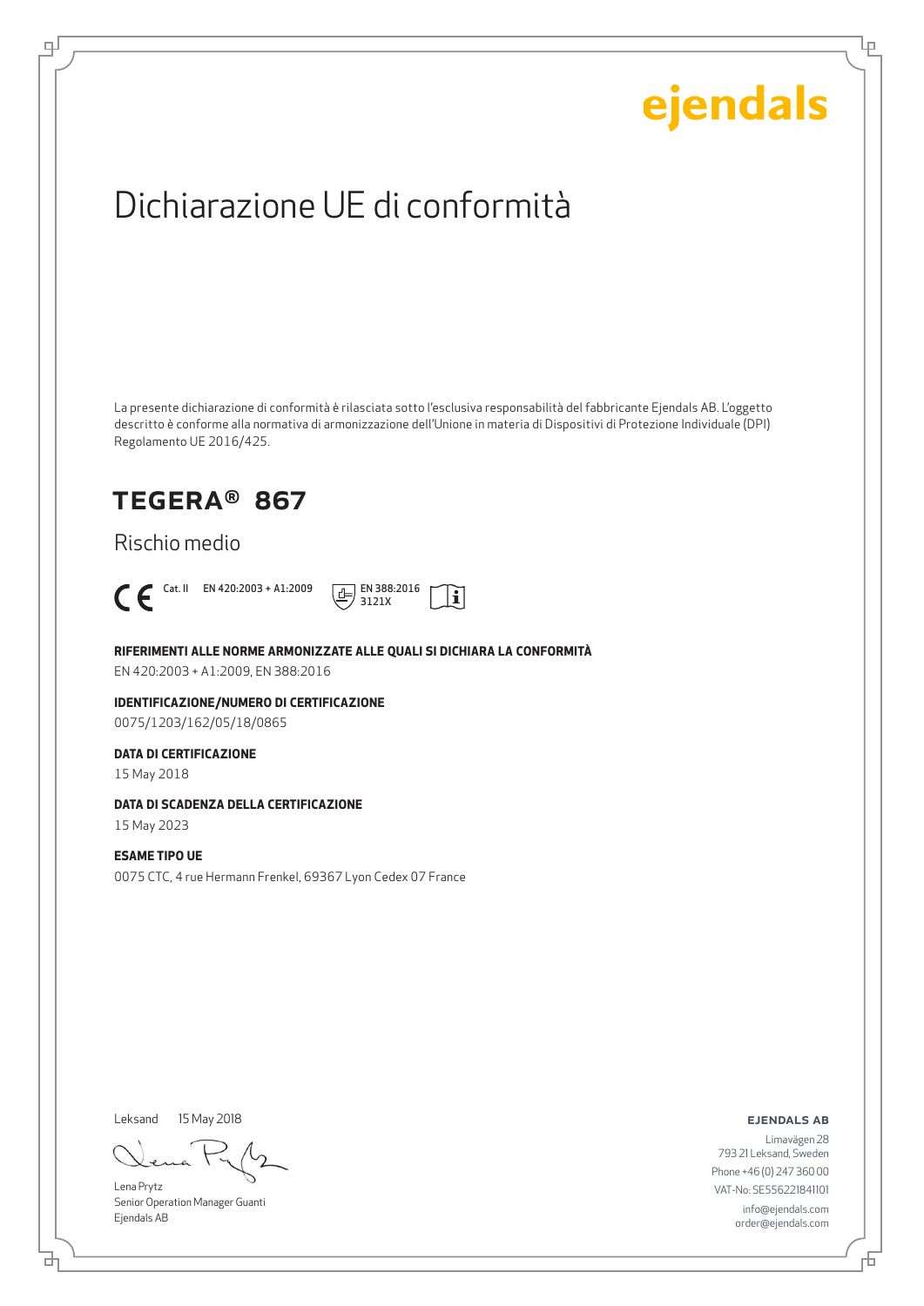ejendals

# Dichiarazione UE di conformità

La presente dichiarazione di conformità è rilasciata sotto l'esclusiva responsabilità del fabbricante Ejendals AB. L'oggetto descritto è conforme alla normativa di armonizzazione dell'Unione in materia di Dispositivi di Protezione Individuale (DPI) Regolamento UE 2016/425.

## TEGERA® 867

Rischio medio

CE Cat. II EN 420:2003 + A1:2009 EN 388:2016 3121X

**RIFERIMENTI ALLE NORME ARMONIZZATE ALLE QUALI SI DICHIARA LA CONFORMITÀ**
EN 420:2003 + A1:2009, EN 388:2016

**IDENTIFICAZIONE/NUMERO DI CERTIFICAZIONE**
0075/1203/162/05/18/0865

**DATA DI CERTIFICAZIONE**
15 May 2018

**DATA DI SCADENZA DELLA CERTIFICAZIONE**
15 May 2023

**ESAME TIPO UE**
0075 CTC, 4 rue Hermann Frenkel, 69367 Lyon Cedex 07 France

Leksand 15 May 2018

Lena Prytz
Senior Operation Manager Guanti
Ejendals AB

**EJENDALS AB**
Limavägen 28
793 21 Leksand, Sweden
Phone +46 (0) 247 360 00
VAT-No: SE556221841101
info@ejendals.com
order@ejendals.com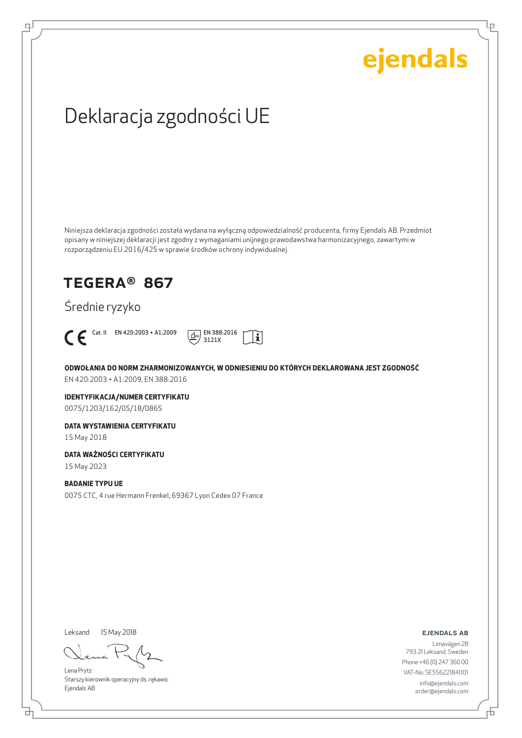ejendals

# Deklaracja zgodności UE

Niniejsza deklaracja zgodności została wydana na wyłączną odpowiedzialność producenta, firmy Ejendals AB. Przedmiot opisany w niniejszej deklaracji jest zgodny z wymaganiami unijnego prawodawstwa harmonizacyjnego, zawartymi w rozporządzeniu EU 2016/425 w sprawie środków ochrony indywidualnej.

## TEGERA® 867

Średnie ryzyko

CE Cat. II EN 420:2003 + A1:2009 EN 388:2016 3121X

**ODWOŁANIA DO NORM ZHARMONIZOWANYCH, W ODNIESIENIU DO KTÓRYCH DEKLAROWANA JEST ZGODNOŚĆ**
EN 420:2003 + A1:2009, EN 388:2016

**IDENTYFIKACJA/NUMER CERTYFIKATU**
0075/1203/162/05/18/0865

**DATA WYSTAWIENIA CERTYFIKATU**
15 May 2018

**DATA WAŻNOŚCI CERTYFIKATU**
15 May 2023

**BADANIE TYPU UE**
0075 CTC, 4 rue Hermann Frenkel, 69367 Lyon Cedex 07 France

Leksand 15 May 2018

Lena Prytz
Starszy kierownik operacyjny ds. rękawic
Ejendals AB

**EJENDALS AB**
Limavägen 28
793 21 Leksand, Sweden
Phone +46 (0) 247 360 00
VAT-No: SE556221841101
info@ejendals.com
order@ejendals.com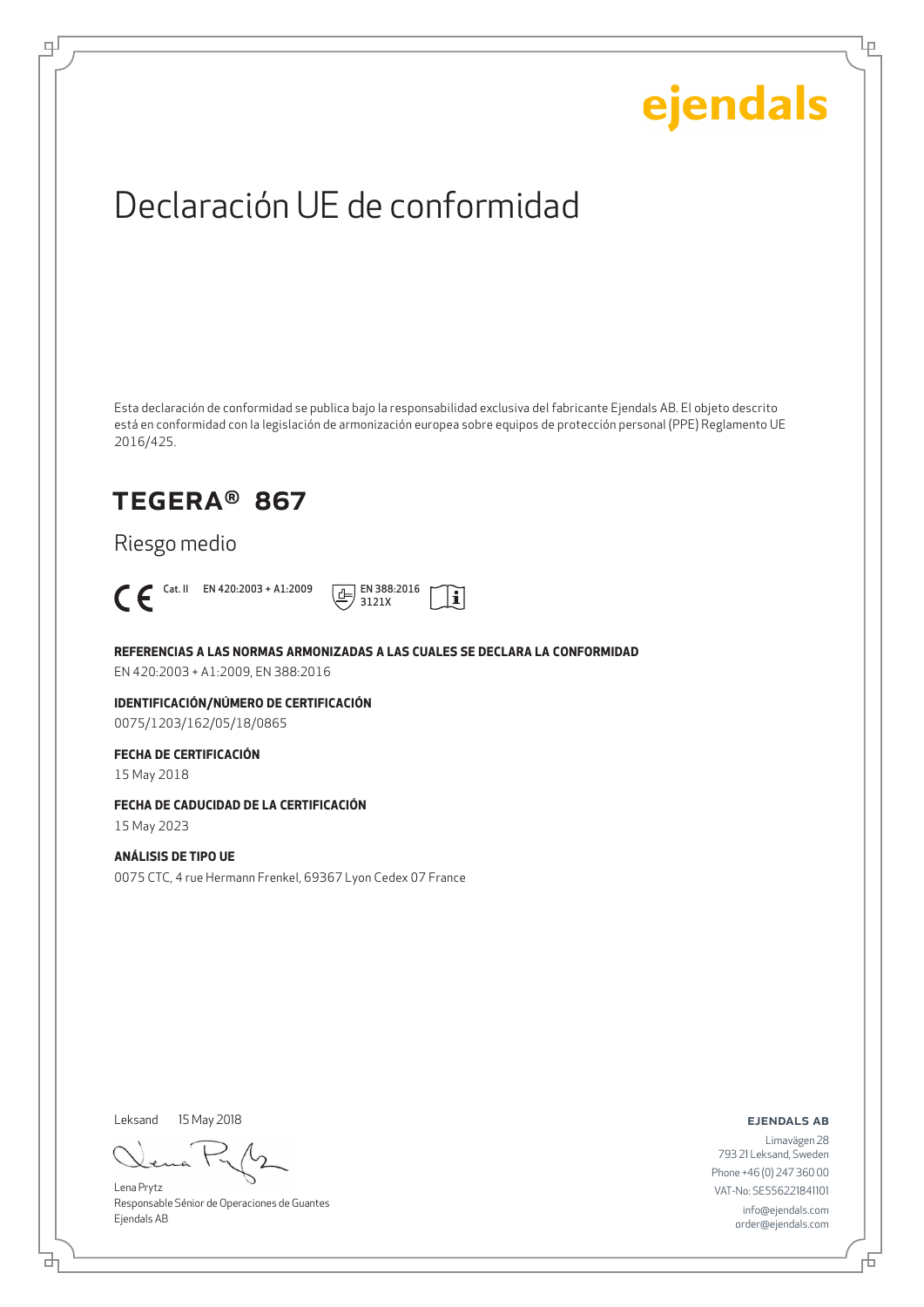ejendals

# Declaración UE de conformidad

Esta declaración de conformidad se publica bajo la responsabilidad exclusiva del fabricante Ejendals AB. El objeto descrito está en conformidad con la legislación de armonización europea sobre equipos de protección personal (PPE) Reglamento UE 2016/425.

## TEGERA® 867

Riesgo medio

CE Cat. II EN 420:2003 + A1:2009 EN 388:2016 3121X

**REFERENCIAS A LAS NORMAS ARMONIZADAS A LAS CUALES SE DECLARA LA CONFORMIDAD**

EN 420:2003 + A1:2009, EN 388:2016

**IDENTIFICACIÓN/NÚMERO DE CERTIFICACIÓN**

0075/1203/162/05/18/0865

**FECHA DE CERTIFICACIÓN**

15 May 2018

**FECHA DE CADUCIDAD DE LA CERTIFICACIÓN**

15 May 2023

**ANÁLISIS DE TIPO UE**

0075 CTC, 4 rue Hermann Frenkel, 69367 Lyon Cedex 07 France

Leksand 15 May 2018

Lena Prytz
Responsable Sénior de Operaciones de Guantes
Ejendals AB

**EJENDALS AB**

Limavägen 28
793 21 Leksand, Sweden
Phone +46 (0) 247 360 00
VAT-No: SE556221841101
info@ejendals.com
order@ejendals.com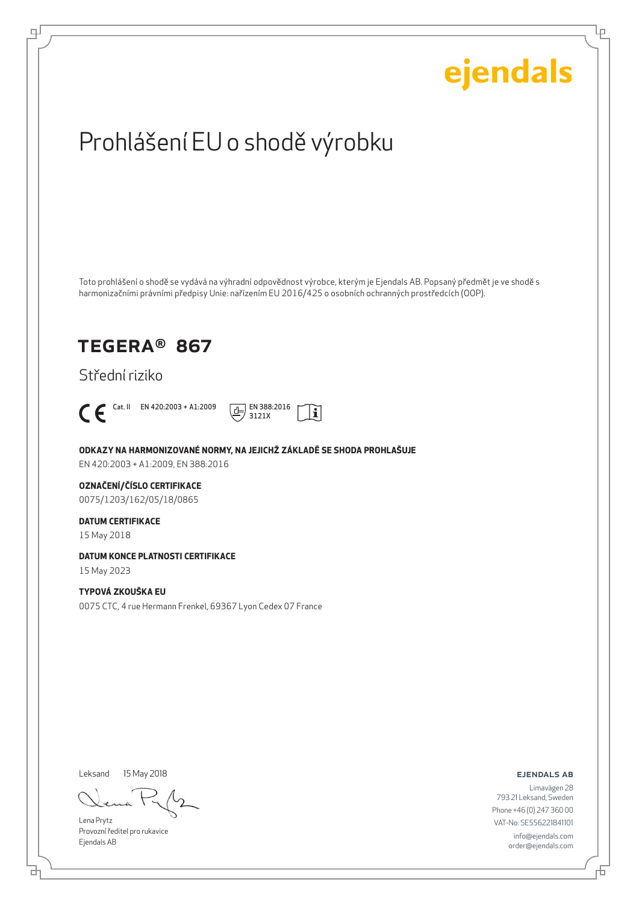ejendals

# Prohlášení EU o shodě výrobku

Toto prohlášení o shodě se vydává na výhradní odpovědnost výrobce, kterým je Ejendals AB. Popsaný předmět je ve shodě s harmonizačními právními předpisy Unie: nařízením EU 2016/425 o osobních ochranných prostředcích (OOP).

## TEGERA® 867

Střední riziko

CE Cat. II EN 420:2003 + A1:2009 EN 388:2016 3121X

**ODKAZY NA HARMONIZOVANÉ NORMY, NA JEJICHŽ ZÁKLADĚ SE SHODA PROHLAŠUJE**
EN 420:2003 + A1:2009, EN 388:2016

**OZNAČENÍ/ČÍSLO CERTIFIKACE**
0075/1203/162/05/18/0865

**DATUM CERTIFIKACE**
15 May 2018

**DATUM KONCE PLATNOSTI CERTIFIKACE**
15 May 2023

**TYPOVÁ ZKOUŠKA EU**
0075 CTC, 4 rue Hermann Frenkel, 69367 Lyon Cedex 07 France

Leksand 15 May 2018

Lena Prytz
Provozní ředitel pro rukavice
Ejendals AB

**EJENDALS AB**
Limavägen 28
793 21 Leksand, Sweden
Phone +46 (0) 247 360 00
VAT-No: SE556221841101
info@ejendals.com
order@ejendals.com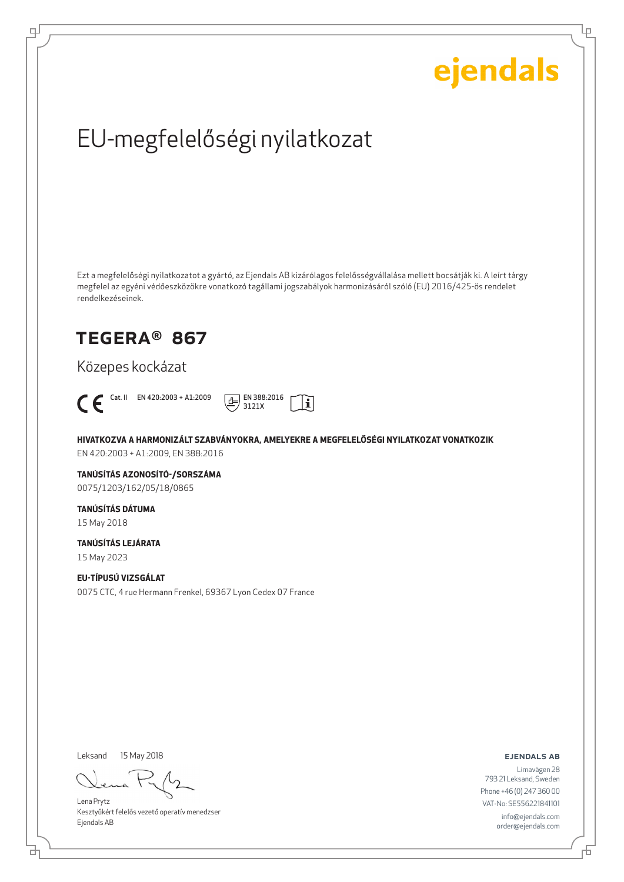ejendals

# EU-megfelelőségi nyilatkozat

Ezt a megfelelőségi nyilatkozatot a gyártó, az Ejendals AB kizárólagos felelősségvállalása mellett bocsátják ki. A leírt tárgy megfelel az egyéni védőeszközökre vonatkozó tagállami jogszabályok harmonizásáról szóló (EU) 2016/425-ös rendelet rendelkezéseinek.

## TEGERA® 867

Közepes kockázat

CE Cat. II EN 420:2003 + A1:2009 EN 388:2016 3121X

**HIVATKOZVA A HARMONIZÁLT SZABVÁNYOKRA, AMELYEKRE A MEGFELELŐSÉGI NYILATKOZAT VONATKOZIK**
EN 420:2003 + A1:2009, EN 388:2016

**TANÚSÍTÁS AZONOSÍTÓ-/SORSZÁMA**
0075/1203/162/05/18/0865

**TANÚSÍTÁS DÁTUMA**
15 May 2018

**TANÚSÍTÁS LEJÁRATA**
15 May 2023

**EU-TÍPUSÚ VIZSGÁLAT**
0075 CTC, 4 rue Hermann Frenkel, 69367 Lyon Cedex 07 France

Leksand 15 May 2018

Lena Prytz
Kesztyűkért felelős vezető operatív menedzser
Ejendals AB

**EJENDALS AB**
Limavägen 28
793 21 Leksand, Sweden
Phone +46 (0) 247 360 00
VAT-No: SE556221841101
info@ejendals.com
order@ejendals.com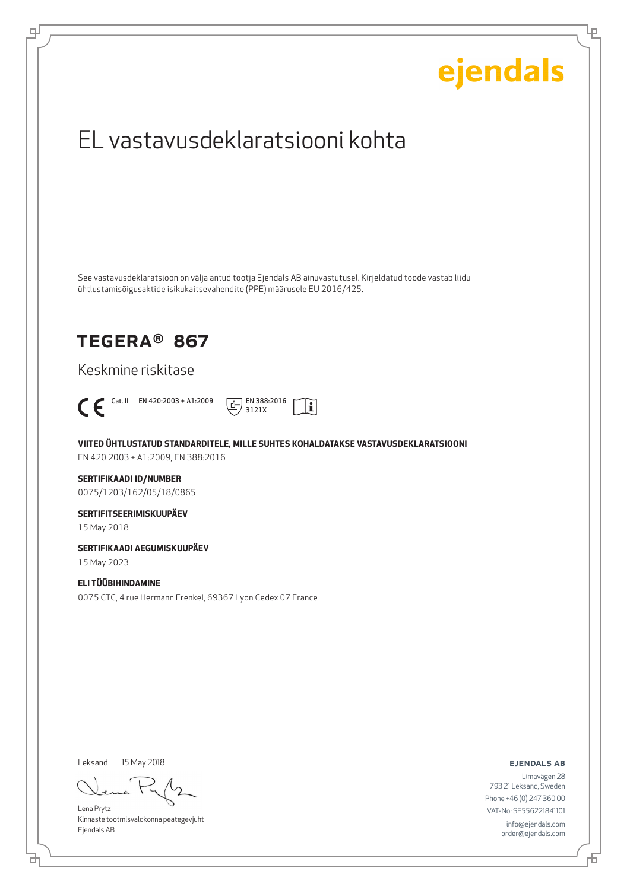ejendals

# EL vastavusdeklaratsiooni kohta

See vastavusdeklaratsioon on välja antud tootja Ejendals AB ainuvastutusel. Kirjeldatud toode vastab liidu ühtlustamisõigusaktide isikukaitsevahendite (PPE) määrusele EU 2016/425.

## TEGERA® 867

Keskmine riskitase

CE Cat. II EN 420:2003 + A1:2009 EN 388:2016 3121X

**VIITED ÜHTLUSTATUD STANDARDITELE, MILLE SUHTES KOHALDATAKSE VASTAVUSDEKLARATSIOONI**

EN 420:2003 + A1:2009, EN 388:2016

**SERTIFIKAADI ID/NUMBER**

0075/1203/162/05/18/0865

**SERTIFITSEERIMISKUUPÄEV**

15 May 2018

**SERTIFIKAADI AEGUMISKUUPÄEV**

15 May 2023

**ELI TÜÜBIHINDAMINE**

0075 CTC, 4 rue Hermann Frenkel, 69367 Lyon Cedex 07 France

Leksand 15 May 2018

Lena Prytz
Kinnaste tootmisvaldkonna peategevjuht
Ejendals AB

**EJENDALS AB**

Limavägen 28
793 21 Leksand, Sweden
Phone +46 (0) 247 360 00
VAT-No: SE556221841101
info@ejendals.com
order@ejendals.com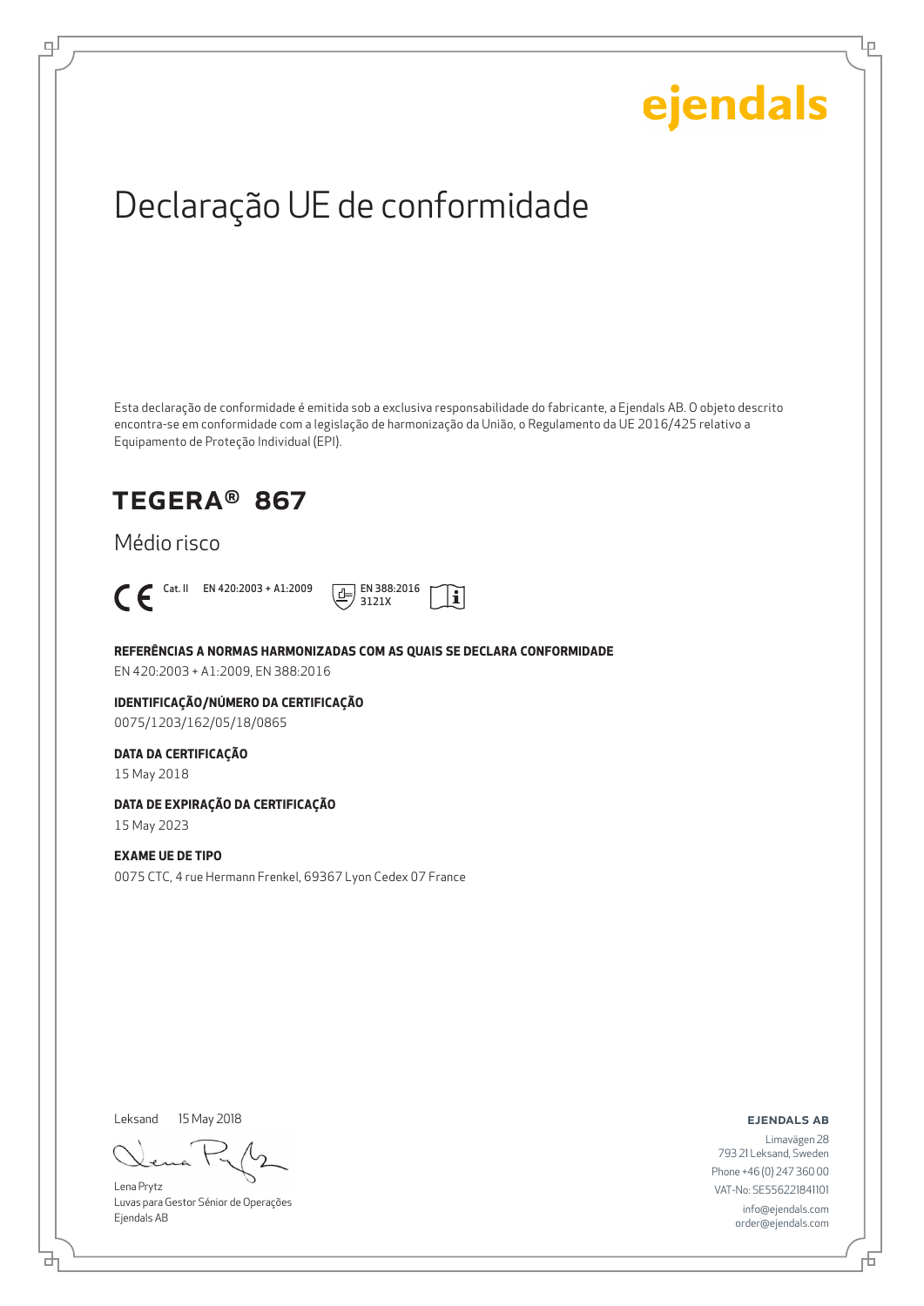ejendals

# Declaração UE de conformidade

Esta declaração de conformidade é emitida sob a exclusiva responsabilidade do fabricante, a Ejendals AB. O objeto descrito encontra-se em conformidade com a legislação de harmonização da União, o Regulamento da UE 2016/425 relativo a Equipamento de Proteção Individual (EPI).

## TEGERA® 867

Médio risco

CE Cat. II EN 420:2003 + A1:2009 EN 388:2016 3121X

**REFERÊNCIAS A NORMAS HARMONIZADAS COM AS QUAIS SE DECLARA CONFORMIDADE**

EN 420:2003 + A1:2009, EN 388:2016

**IDENTIFICAÇÃO/NÚMERO DA CERTIFICAÇÃO**

0075/1203/162/05/18/0865

**DATA DA CERTIFICAÇÃO**

15 May 2018

**DATA DE EXPIRAÇÃO DA CERTIFICAÇÃO**

15 May 2023

**EXAME UE DE TIPO**

0075 CTC, 4 rue Hermann Frenkel, 69367 Lyon Cedex 07 France

Leksand 15 May 2018

Lena Prytz
Luvas para Gestor Sénior de Operações
Ejendals AB

**EJENDALS AB**

Limavägen 28
793 21 Leksand, Sweden
Phone +46 (0) 247 360 00
VAT-No: SE556221841101
info@ejendals.com
order@ejendals.com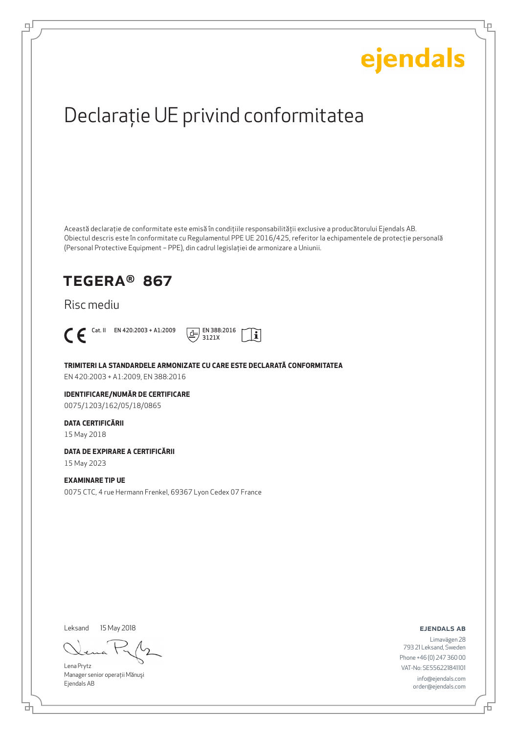ejendals

# Declarație UE privind conformitatea

Această declarație de conformitate este emisă în condițiile responsabilității exclusive a producătorului Ejendals AB. Obiectul descris este în conformitate cu Regulamentul PPE UE 2016/425, referitor la echipamentele de protecție personală (Personal Protective Equipment – PPE), din cadrul legislației de armonizare a Uniunii.

## TEGERA® 867

Risc mediu

CE Cat. II EN 420:2003 + A1:2009 EN 388:2016 3121X

**TRIMITERI LA STANDARDELE ARMONIZATE CU CARE ESTE DECLARATĂ CONFORMITATEA**

EN 420:2003 + A1:2009, EN 388:2016

**IDENTIFICARE/NUMĂR DE CERTIFICARE**

0075/1203/162/05/18/0865

**DATA CERTIFICĂRII**

15 May 2018

**DATA DE EXPIRARE A CERTIFICĂRII**

15 May 2023

**EXAMINARE TIP UE**

0075 CTC, 4 rue Hermann Frenkel, 69367 Lyon Cedex 07 France

Leksand 15 May 2018

Lena Prytz
Manager senior operații Mănuși
Ejendals AB

**EJENDALS AB**

Limavägen 28
793 21 Leksand, Sweden
Phone +46 (0) 247 360 00
VAT-No: SE556221841101
info@ejendals.com
order@ejendals.com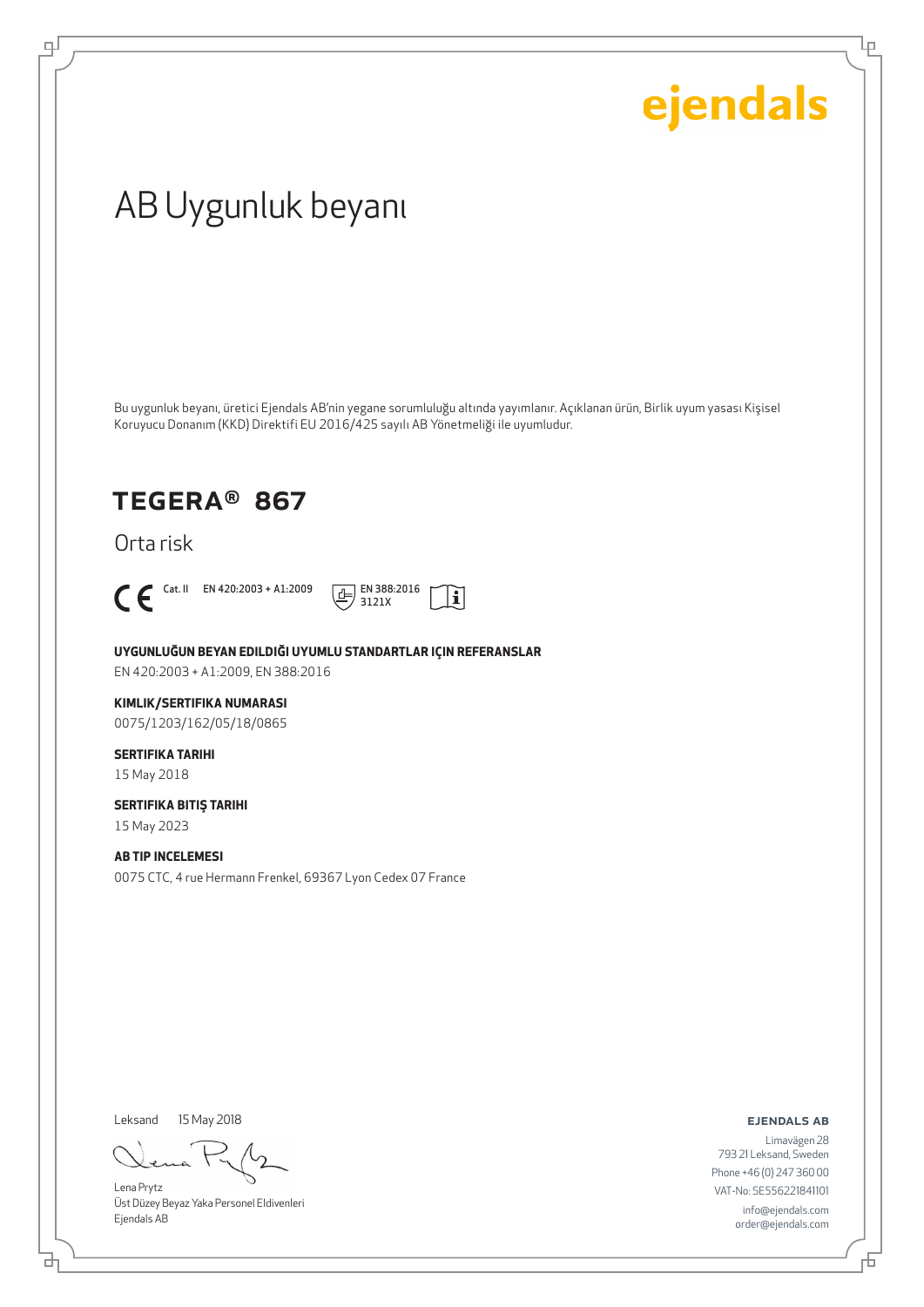ejendals

# AB Uygunluk beyanı

Bu uygunluk beyanı, üretici Ejendals AB'nin yegane sorumluluğu altında yayımlanır. Açıklanan ürün, Birlik uyum yasası Kişisel Koruyucu Donanım (KKD) Direktifi EU 2016/425 sayılı AB Yönetmeliği ile uyumludur.

## TEGERA® 867

Orta risk

CE Cat. II EN 420:2003 + A1:2009 EN 388:2016 3121X

**UYGUNLUĞUN BEYAN EDILDIĞI UYUMLU STANDARTLAR IÇIN REFERANSLAR**

EN 420:2003 + A1:2009, EN 388:2016

**KIMLIK/SERTIFIKA NUMARASI**

0075/1203/162/05/18/0865

**SERTIFIKA TARIHI**

15 May 2018

**SERTIFIKA BITIŞ TARIHI**

15 May 2023

**AB TIP INCELEMESI**

0075 CTC, 4 rue Hermann Frenkel, 69367 Lyon Cedex 07 France

Leksand 15 May 2018

Lena Prytz
Üst Düzey Beyaz Yaka Personel Eldivenleri
Ejendals AB

**EJENDALS AB**

Limavägen 28
793 21 Leksand, Sweden
Phone +46 (0) 247 360 00
VAT-No: SE556221841101
info@ejendals.com
order@ejendals.com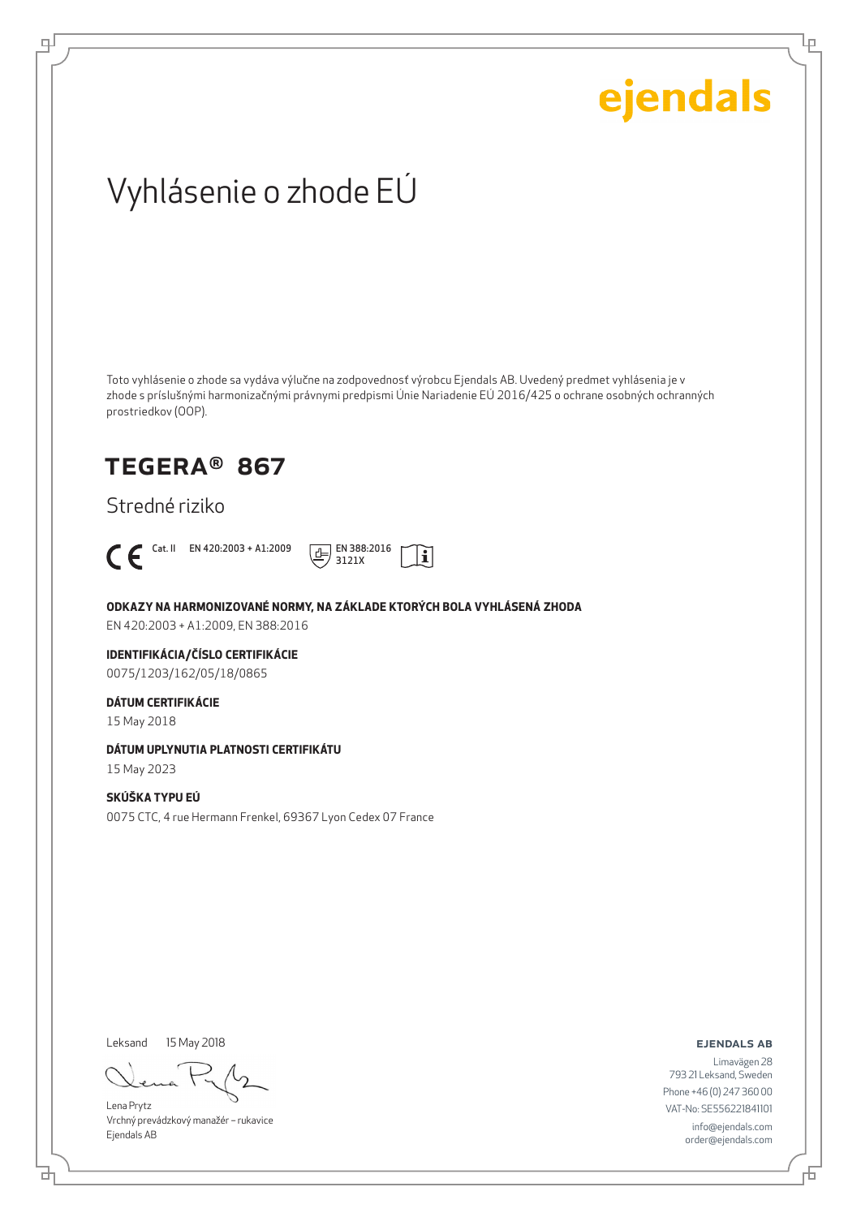ejendals

# Vyhlásenie o zhode EÚ

Toto vyhlásenie o zhode sa vydáva výlučne na zodpovednosť výrobcu Ejendals AB. Uvedený predmet vyhlásenia je v zhode s príslušnými harmonizačnými právnymi predpismi Únie Nariadenie EÚ 2016/425 o ochrane osobných ochranných prostriedkov (OOP).

## TEGERA® 867

Stredné riziko

CE Cat. II EN 420:2003 + A1:2009 EN 388:2016 3121X

**ODKAZY NA HARMONIZOVANÉ NORMY, NA ZÁKLADE KTORÝCH BOLA VYHLÁSENÁ ZHODA**
EN 420:2003 + A1:2009, EN 388:2016

**IDENTIFIKÁCIA/ČÍSLO CERTIFIKÁCIE**
0075/1203/162/05/18/0865

**DÁTUM CERTIFIKÁCIE**
15 May 2018

**DÁTUM UPLYNUTIA PLATNOSTI CERTIFIKÁTU**
15 May 2023

**SKÚŠKA TYPU EÚ**
0075 CTC, 4 rue Hermann Frenkel, 69367 Lyon Cedex 07 France

Leksand 15 May 2018

Lena Prytz
Vrchný prevádzkový manažér – rukavice
Ejendals AB

**EJENDALS AB**
Limavägen 28
793 21 Leksand, Sweden
Phone +46 (0) 247 360 00
VAT-No: SE556221841101
info@ejendals.com
order@ejendals.com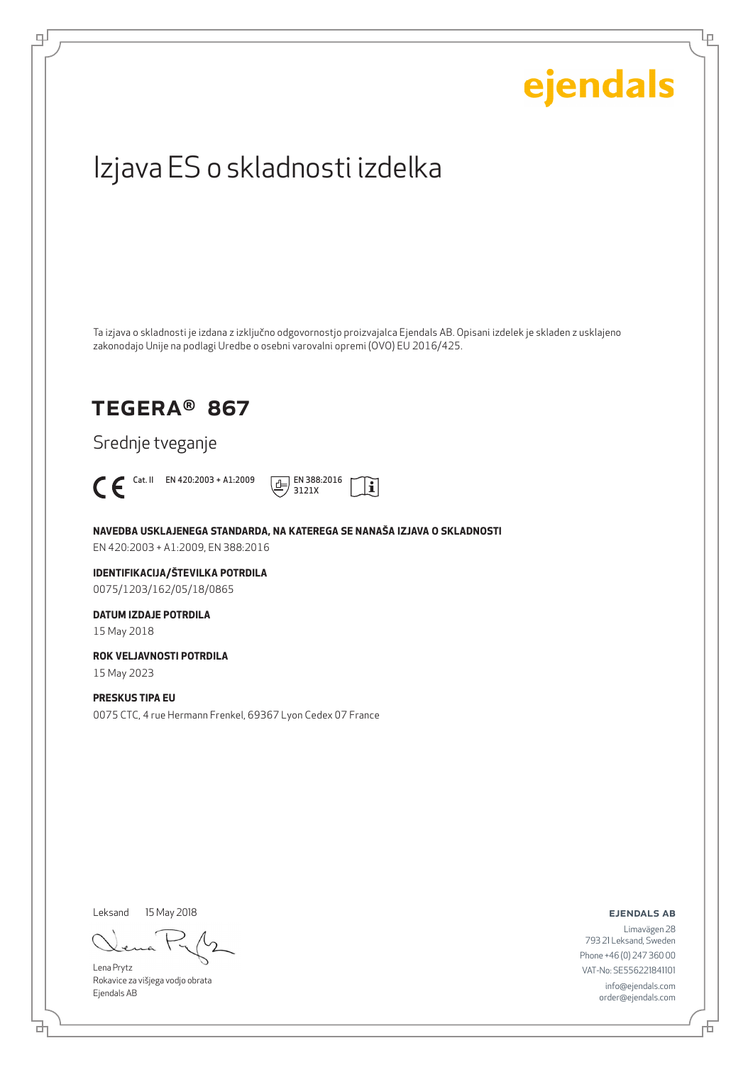ejendals

# Izjava ES o skladnosti izdelka

Ta izjava o skladnosti je izdana z izključno odgovornostjo proizvajalca Ejendals AB. Opisani izdelek je skladen z usklajeno zakonodajo Unije na podlagi Uredbe o osebni varovalni opremi (OVO) EU 2016/425.

## TEGERA® 867

Srednje tveganje

CE Cat. II EN 420:2003 + A1:2009 EN 388:2016 3121X

**NAVEDBA USKLAJENEGA STANDARDA, NA KATEREGA SE NANAŠA IZJAVA O SKLADNOSTI**
EN 420:2003 + A1:2009, EN 388:2016

**IDENTIFIKACIJA/ŠTEVILKA POTRDILA**
0075/1203/162/05/18/0865

**DATUM IZDAJE POTRDILA**
15 May 2018

**ROK VELJAVNOSTI POTRDILA**
15 May 2023

**PRESKUS TIPA EU**
0075 CTC, 4 rue Hermann Frenkel, 69367 Lyon Cedex 07 France

Leksand 15 May 2018

Lena Prytz
Rokavice za višjega vodjo obrata
Ejendals AB

**EJENDALS AB**
Limavägen 28
793 21 Leksand, Sweden
Phone +46 (0) 247 360 00
VAT-No: SE556221841101
info@ejendals.com
order@ejendals.com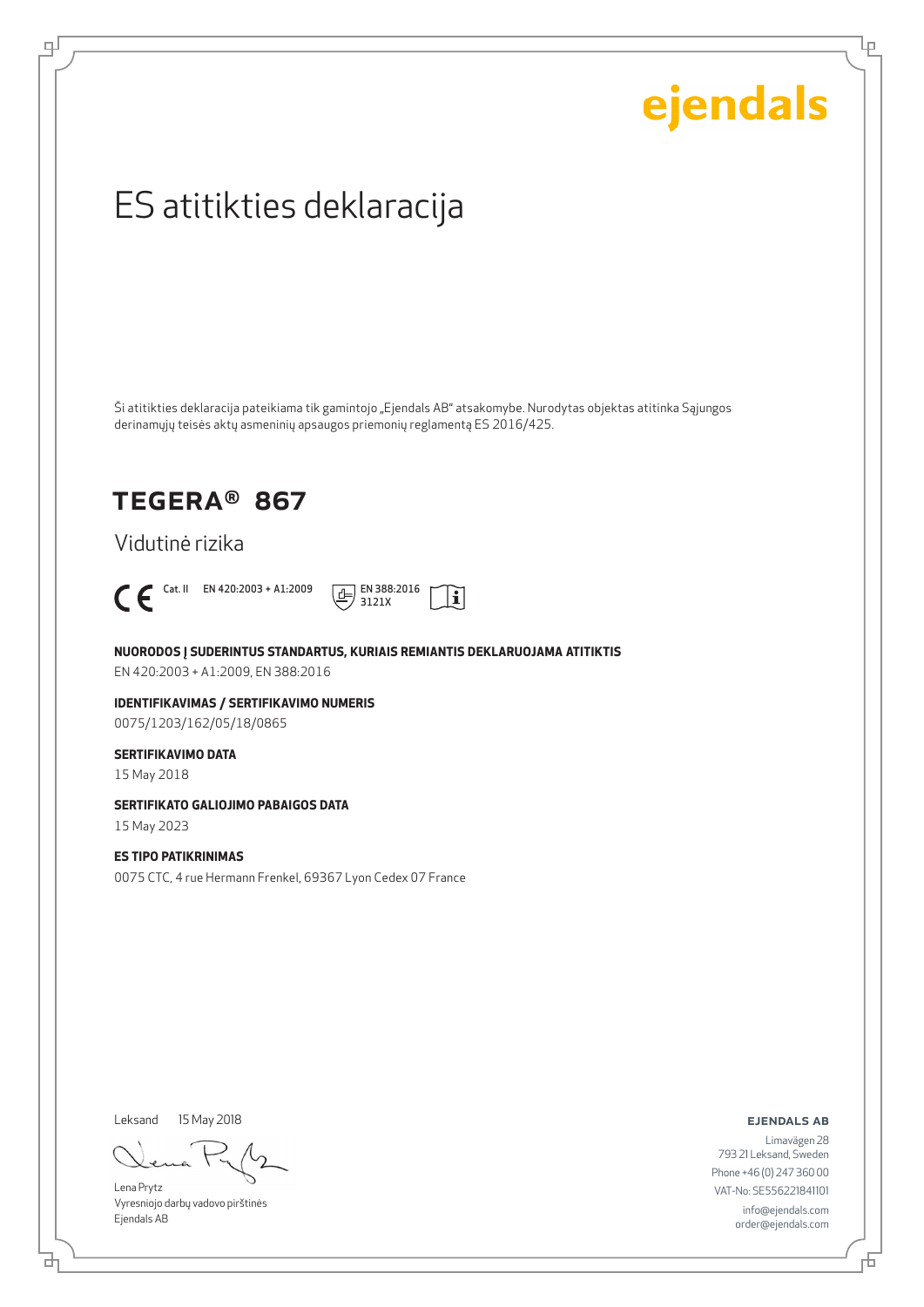ejendals

# ES atitikties deklaracija

Ši atitikties deklaracija pateikiama tik gamintojo „Ejendals AB" atsakomybe. Nurodytas objektas atitinka Sąjungos derinamųjų teisės aktų asmeninių apsaugos priemonių reglamentą ES 2016/425.

## TEGERA® 867

Vidutinė rizika

CE Cat. II EN 420:2003 + A1:2009 EN 388:2016 3121X

**NUORODOS Į SUDERINTUS STANDARTUS, KURIAIS REMIANTIS DEKLARUOJAMA ATITIKTIS**
EN 420:2003 + A1:2009, EN 388:2016

**IDENTIFIKAVIMAS / SERTIFIKAVIMO NUMERIS**
0075/1203/162/05/18/0865

**SERTIFIKAVIMO DATA**
15 May 2018

**SERTIFIKATO GALIOJIMO PABAIGOS DATA**
15 May 2023

**ES TIPO PATIKRINIMAS**
0075 CTC, 4 rue Hermann Frenkel, 69367 Lyon Cedex 07 France

Leksand 15 May 2018

Lena Prytz
Vyresniojo darbų vadovo pirštinės
Ejendals AB

**EJENDALS AB**
Limavägen 28
793 21 Leksand, Sweden
Phone +46 (0) 247 360 00
VAT-No: SE556221841101
info@ejendals.com
order@ejendals.com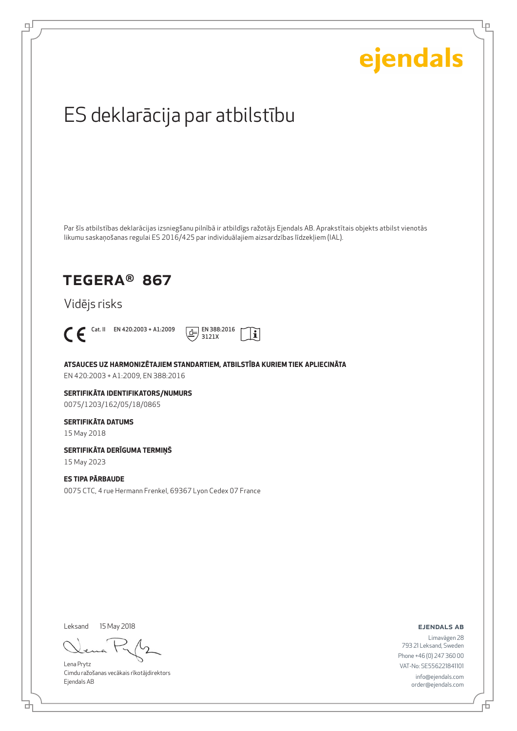ejendals

# ES deklarācija par atbilstību

Par šīs atbilstības deklarācijas izsniegšanu pilnībā ir atbildīgs ražotājs Ejendals AB. Aprakstītais objekts atbilst vienotās likumu saskaņošanas regulai ES 2016/425 par individuālajiem aizsardzības līdzekļiem (IAL).

## TEGERA® 867

Vidējs risks

CE Cat. II EN 420:2003 + A1:2009 EN 388:2016 3121X

**ATSAUCES UZ HARMONIZĒTAJIEM STANDARTIEM, ATBILSTĪBA KURIEM TIEK APLIECINĀTA**

EN 420:2003 + A1:2009, EN 388:2016

**SERTIFIKĀTA IDENTIFIKATORS/NUMURS**

0075/1203/162/05/18/0865

**SERTIFIKĀTA DATUMS**

15 May 2018

**SERTIFIKĀTA DERĪGUMA TERMIŅŠ**

15 May 2023

**ES TIPA PĀRBAUDE**

0075 CTC, 4 rue Hermann Frenkel, 69367 Lyon Cedex 07 France

Leksand 15 May 2018

Lena Prytz
Cimdu ražošanas vecākais rīkotājdirektors
Ejendals AB

**EJENDALS AB**

Limavägen 28
793 21 Leksand, Sweden
Phone +46 (0) 247 360 00
VAT-No: SE556221841101
info@ejendals.com
order@ejendals.com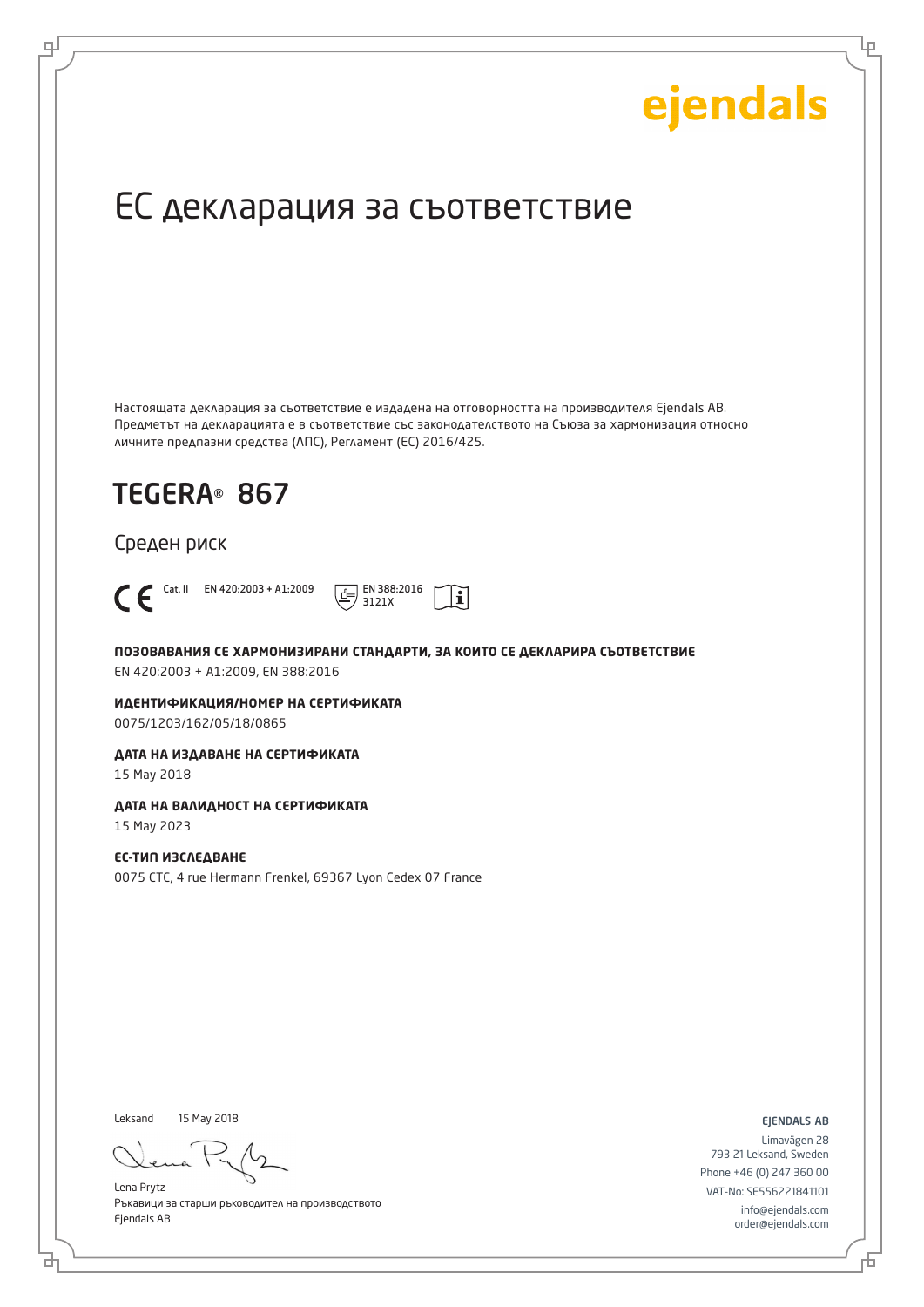ejendals

# ЕС декларация за съответствие

Настоящата декларация за съответствие е издадена на отговорността на производителя Ejendals AB. Предметът на декларацията е в съответствие със законодателството на Съюза за хармонизация относно личните предпазни средства (ЛПС), Регламент (ЕС) 2016/425.

## TEGERA® 867

Среден риск

CE Cat. II EN 420:2003 + A1:2009 EN 388:2016 3121X

**ПОЗОВАВАНИЯ СЕ ХАРМОНИЗИРАНИ СТАНДАРТИ, ЗА КОИТО СЕ ДЕКЛАРИРА СЪОТВЕТСТВИЕ**
EN 420:2003 + A1:2009, EN 388:2016

**ИДЕНТИФИКАЦИЯ/НОМЕР НА СЕРТИФИКАТА**
0075/1203/162/05/18/0865

**ДАТА НА ИЗДАВАНЕ НА СЕРТИФИКАТА**
15 May 2018

**ДАТА НА ВАЛИДНОСТ НА СЕРТИФИКАТА**
15 May 2023

**ЕС-ТИП ИЗСЛЕДВАНЕ**
0075 CTC, 4 rue Hermann Frenkel, 69367 Lyon Cedex 07 France

Leksand 15 May 2018

Lena Prytz
Ръкавици за старши ръководител на производството
Ejendals AB

**EJENDALS AB**
Limavägen 28
793 21 Leksand, Sweden
Phone +46 (0) 247 360 00
VAT-No: SE556221841101
info@ejendals.com
order@ejendals.com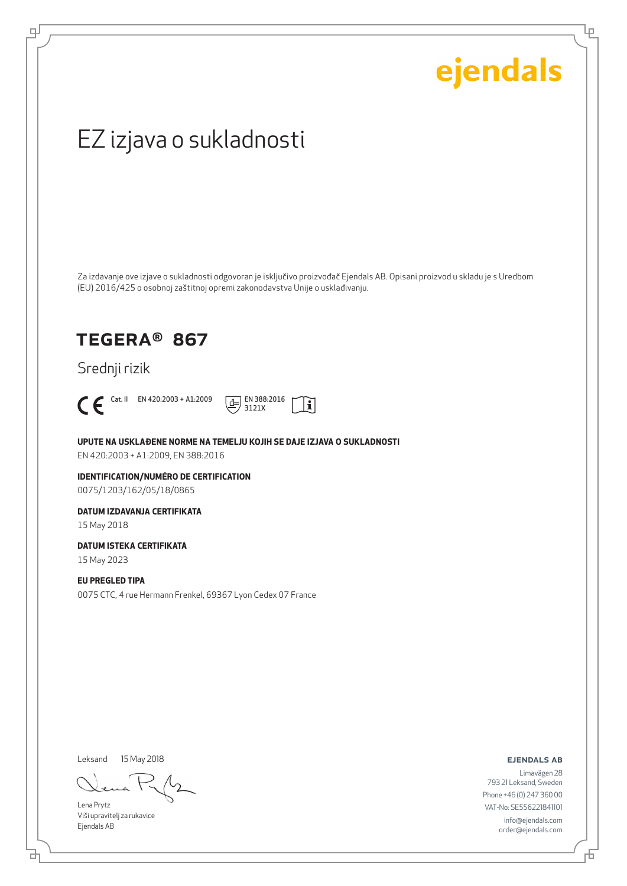ejendals

# EZ izjava o sukladnosti

Za izdavanje ove izjave o sukladnosti odgovoran je isključivo proizvođač Ejendals AB. Opisani proizvod u skladu je s Uredbom (EU) 2016/425 o osobnoj zaštitnoj opremi zakonodavstva Unije o usklađivanju.

## TEGERA® 867

Srednji rizik

CE Cat. II EN 420:2003 + A1:2009 EN 388:2016 3121X

**UPUTE NA USKLAĐENE NORME NA TEMELJU KOJIH SE DAJE IZJAVA O SUKLADNOSTI**

EN 420:2003 + A1:2009, EN 388:2016

**IDENTIFICATION/NUMÉRO DE CERTIFICATION**

0075/1203/162/05/18/0865

**DATUM IZDAVANJA CERTIFIKATA**

15 May 2018

**DATUM ISTEKA CERTIFIKATA**

15 May 2023

**EU PREGLED TIPA**

0075 CTC, 4 rue Hermann Frenkel, 69367 Lyon Cedex 07 France

Leksand 15 May 2018

Lena Prytz
Viši upravitelj za rukavice
Ejendals AB

**EJENDALS AB**

Limavägen 28
793 21 Leksand, Sweden
Phone +46 (0) 247 360 00
VAT-No: SE556221841101
info@ejendals.com
order@ejendals.com